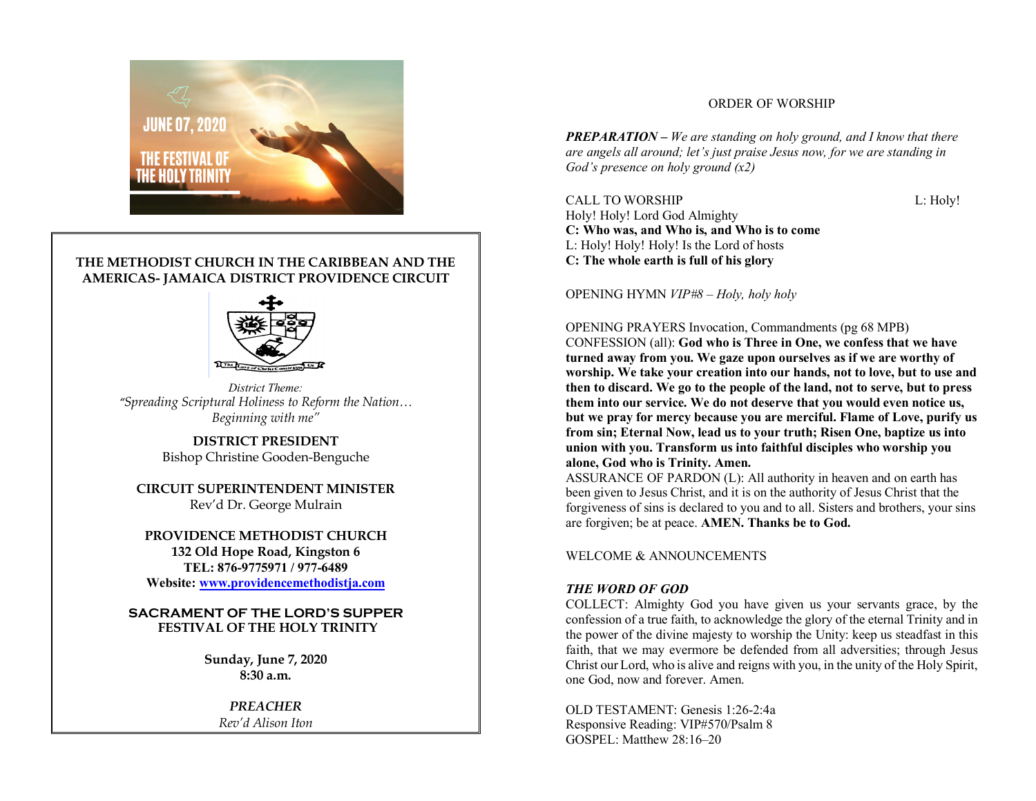JUNE 07, 2020

THE FESTIVAL OF THE HOLY TRINITY

**THE METHODIST CHURCH IN THE CARIBBEAN AND THE AMERICAS- JAMAICA DISTRICT PROVIDENCE CIRCUIT**

*District Theme:*
*"Spreading Scriptural Holiness to Reform the Nation… Beginning with me"*

**DISTRICT PRESIDENT**
Bishop Christine Gooden-Benguche

**CIRCUIT SUPERINTENDENT MINISTER**
Rev'd Dr. George Mulrain

**PROVIDENCE METHODIST CHURCH**
**132 Old Hope Road, Kingston 6**
**TEL: 876-9775971 / 977-6489**
**Website: www.providencemethodistja.com**

**SACRAMENT OF THE LORD'S SUPPER**
**FESTIVAL OF THE HOLY TRINITY**

**Sunday, June 7, 2020**
**8:30 a.m.**

***PREACHER***
*Rev'd Alison Iton*

ORDER OF WORSHIP

***PREPARATION*** *– We are standing on holy ground, and I know that there are angels all around; let's just praise Jesus now, for we are standing in God's presence on holy ground (x2)*

CALL TO WORSHIP L: Holy! Holy! Holy! Lord God Almighty
**C: Who was, and Who is, and Who is to come**
L: Holy! Holy! Holy! Is the Lord of hosts
**C: The whole earth is full of his glory**

OPENING HYMN *VIP#8 – Holy, holy holy*

OPENING PRAYERS Invocation, Commandments (pg 68 MPB)
CONFESSION (all): **God who is Three in One, we confess that we have turned away from you. We gaze upon ourselves as if we are worthy of worship. We take your creation into our hands, not to love, but to use and then to discard. We go to the people of the land, not to serve, but to press them into our service. We do not deserve that you would even notice us, but we pray for mercy because you are merciful. Flame of Love, purify us from sin; Eternal Now, lead us to your truth; Risen One, baptize us into union with you. Transform us into faithful disciples who worship you alone, God who is Trinity. Amen.**
ASSURANCE OF PARDON (L): All authority in heaven and on earth has been given to Jesus Christ, and it is on the authority of Jesus Christ that the forgiveness of sins is declared to you and to all. Sisters and brothers, your sins are forgiven; be at peace. **AMEN. Thanks be to God.**

WELCOME & ANNOUNCEMENTS

***THE WORD OF GOD***
COLLECT: Almighty God you have given us your servants grace, by the confession of a true faith, to acknowledge the glory of the eternal Trinity and in the power of the divine majesty to worship the Unity: keep us steadfast in this faith, that we may evermore be defended from all adversities; through Jesus Christ our Lord, who is alive and reigns with you, in the unity of the Holy Spirit, one God, now and forever. Amen.

OLD TESTAMENT: Genesis 1:26-2:4a
Responsive Reading: VIP#570/Psalm 8
GOSPEL: Matthew 28:16–20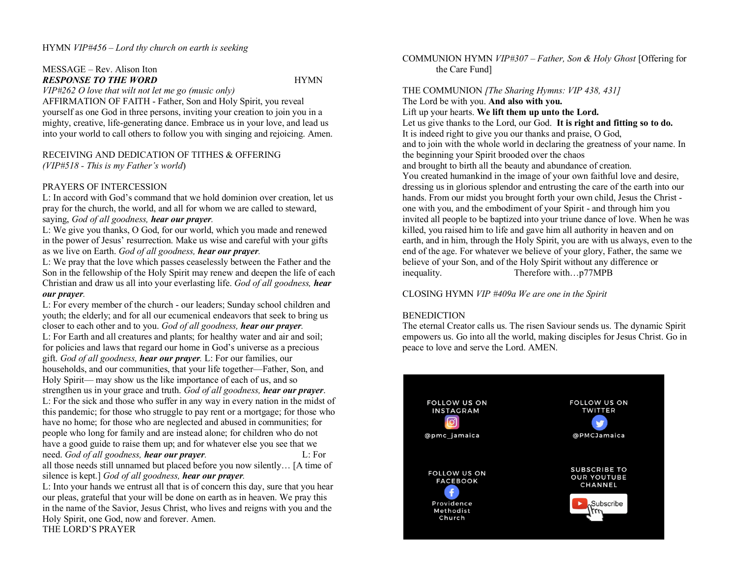HYMN *VIP#456 – Lord thy church on earth is seeking*

MESSAGE – Rev. Alison Iton

***RESPONSE TO THE WORD*** HYMN

*VIP#262 O love that wilt not let me go (music only)*

AFFIRMATION OF FAITH - Father, Son and Holy Spirit, you reveal yourself as one God in three persons, inviting your creation to join you in a mighty, creative, life-generating dance. Embrace us in your love, and lead us into your world to call others to follow you with singing and rejoicing. Amen.

RECEIVING AND DEDICATION OF TITHES & OFFERING

*(VIP#518 - This is my Father's world*)

PRAYERS OF INTERCESSION

L: In accord with God's command that we hold dominion over creation, let us pray for the church, the world, and all for whom we are called to steward, saying, *God of all goodness,* ***hear our prayer****.*

L: We give you thanks, O God, for our world, which you made and renewed in the power of Jesus' resurrection. Make us wise and careful with your gifts as we live on Earth. *God of all goodness,* ***hear our prayer****.*

L: We pray that the love which passes ceaselessly between the Father and the Son in the fellowship of the Holy Spirit may renew and deepen the life of each Christian and draw us all into your everlasting life. *God of all goodness,* ***hear our prayer****.*

L: For every member of the church - our leaders; Sunday school children and youth; the elderly; and for all our ecumenical endeavors that seek to bring us closer to each other and to you. *God of all goodness,* ***hear our prayer****.*

L: For Earth and all creatures and plants; for healthy water and air and soil; for policies and laws that regard our home in God's universe as a precious gift. *God of all goodness,* ***hear our prayer****.* L: For our families, our households, and our communities, that your life together—Father, Son, and Holy Spirit— may show us the like importance of each of us, and so strengthen us in your grace and truth. *God of all goodness,* ***hear our prayer****.*

L: For the sick and those who suffer in any way in every nation in the midst of this pandemic; for those who struggle to pay rent or a mortgage; for those who have no home; for those who are neglected and abused in communities; for people who long for family and are instead alone; for children who do not have a good guide to raise them up; and for whatever else you see that we need. *God of all goodness,* ***hear our prayer****.* L: For all those needs still unnamed but placed before you now silently… [A time of silence is kept.] *God of all goodness,* ***hear our prayer****.*

L: Into your hands we entrust all that is of concern this day, sure that you hear our pleas, grateful that your will be done on earth as in heaven. We pray this in the name of the Savior, Jesus Christ, who lives and reigns with you and the Holy Spirit, one God, now and forever. Amen.

THE LORD'S PRAYER

COMMUNION HYMN *VIP#307 – Father, Son & Holy Ghost* [Offering for the Care Fund]

THE COMMUNION *[The Sharing Hymns: VIP 438, 431]*

The Lord be with you. **And also with you.**

Lift up your hearts. **We lift them up unto the Lord.**

Let us give thanks to the Lord, our God. **It is right and fitting so to do.**

It is indeed right to give you our thanks and praise, O God,
and to join with the whole world in declaring the greatness of your name. In the beginning your Spirit brooded over the chaos
and brought to birth all the beauty and abundance of creation.
You created humankind in the image of your own faithful love and desire, dressing us in glorious splendor and entrusting the care of the earth into our hands. From our midst you brought forth your own child, Jesus the Christ - one with you, and the embodiment of your Spirit - and through him you invited all people to be baptized into your triune dance of love. When he was killed, you raised him to life and gave him all authority in heaven and on earth, and in him, through the Holy Spirit, you are with us always, even to the end of the age. For whatever we believe of your glory, Father, the same we believe of your Son, and of the Holy Spirit without any difference or inequality. Therefore with…p77MPB

CLOSING HYMN *VIP #409a We are one in the Spirit*

BENEDICTION

The eternal Creator calls us. The risen Saviour sends us. The dynamic Spirit empowers us. Go into all the world, making disciples for Jesus Christ. Go in peace to love and serve the Lord. AMEN.

FOLLOW US ON INSTAGRAM
@pmc_jamaica

FOLLOW US ON TWITTER
@PMCJamaica

FOLLOW US ON FACEBOOK
Providence Methodist Church

SUBSCRIBE TO OUR YOUTUBE CHANNEL
Subscribe